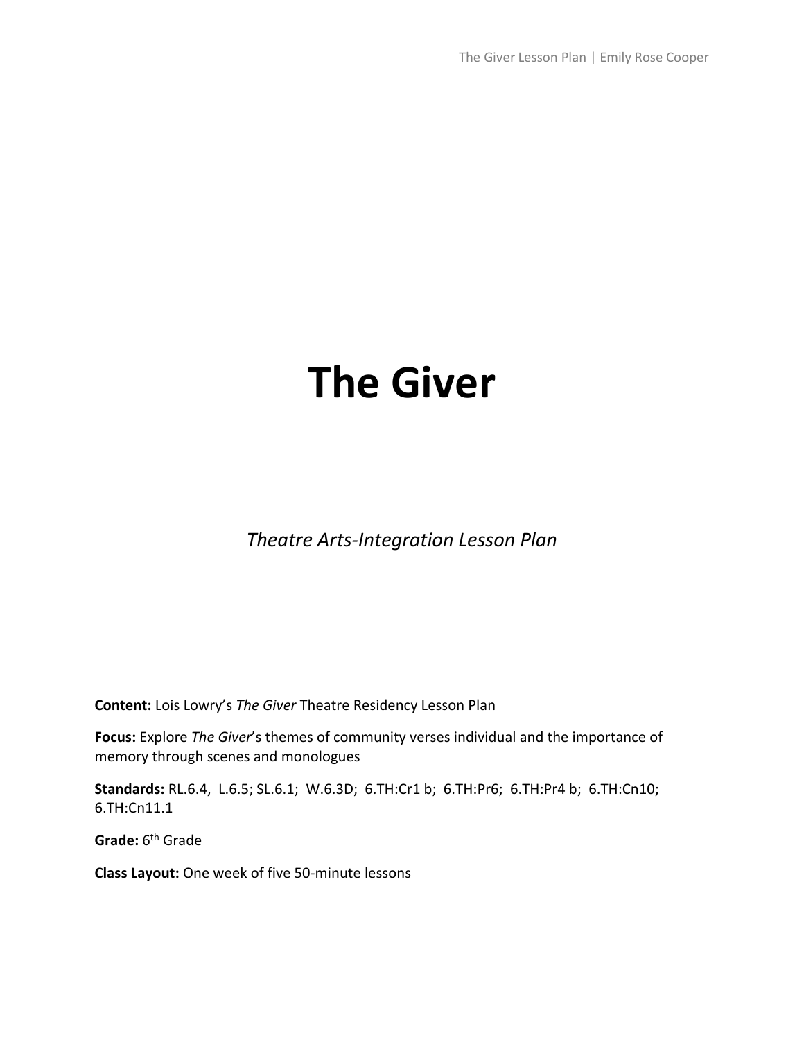# The Giver

*Theatre Arts-Integration Lesson Plan*

**Content:** Lois Lowry's *The Giver* Theatre Residency Lesson Plan

**Focus:** Explore *The Giver*'s themes of community verses individual and the importance of memory through scenes and monologues

**Standards:** RL.6.4, L.6.5; SL.6.1; W.6.3D; 6.TH:Cr1 b; 6.TH:Pr6; 6.TH:Pr4 b; 6.TH:Cn10; 6.TH:Cn11.1

**Grade:** 6th Grade

**Class Layout:** One week of five 50-minute lessons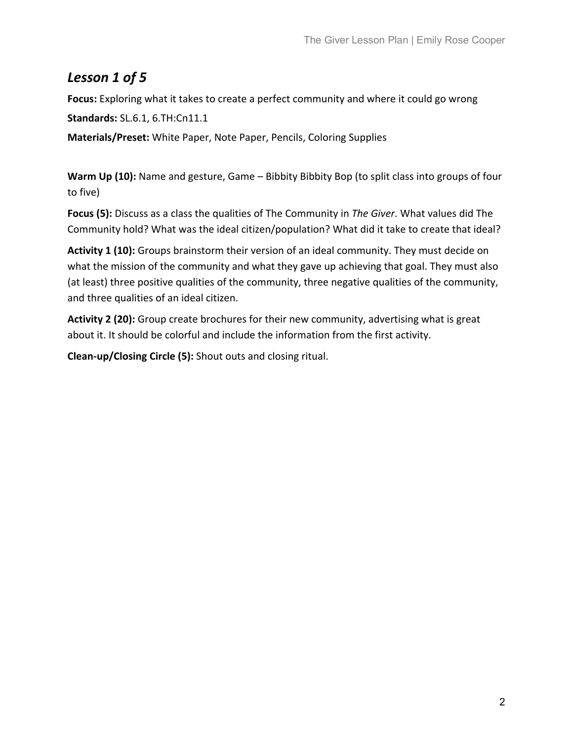## *Lesson 1 of 5*

**Focus:** Exploring what it takes to create a perfect community and where it could go wrong

**Standards:** SL.6.1, 6.TH:Cn11.1

**Materials/Preset:** White Paper, Note Paper, Pencils, Coloring Supplies

**Warm Up (10):** Name and gesture, Game – Bibbity Bibbity Bop (to split class into groups of four to five)

**Focus (5):** Discuss as a class the qualities of The Community in *The Giver*. What values did The Community hold? What was the ideal citizen/population? What did it take to create that ideal?

**Activity 1 (10):** Groups brainstorm their version of an ideal community. They must decide on what the mission of the community and what they gave up achieving that goal. They must also (at least) three positive qualities of the community, three negative qualities of the community, and three qualities of an ideal citizen.

**Activity 2 (20):** Group create brochures for their new community, advertising what is great about it. It should be colorful and include the information from the first activity.

**Clean-up/Closing Circle (5):** Shout outs and closing ritual.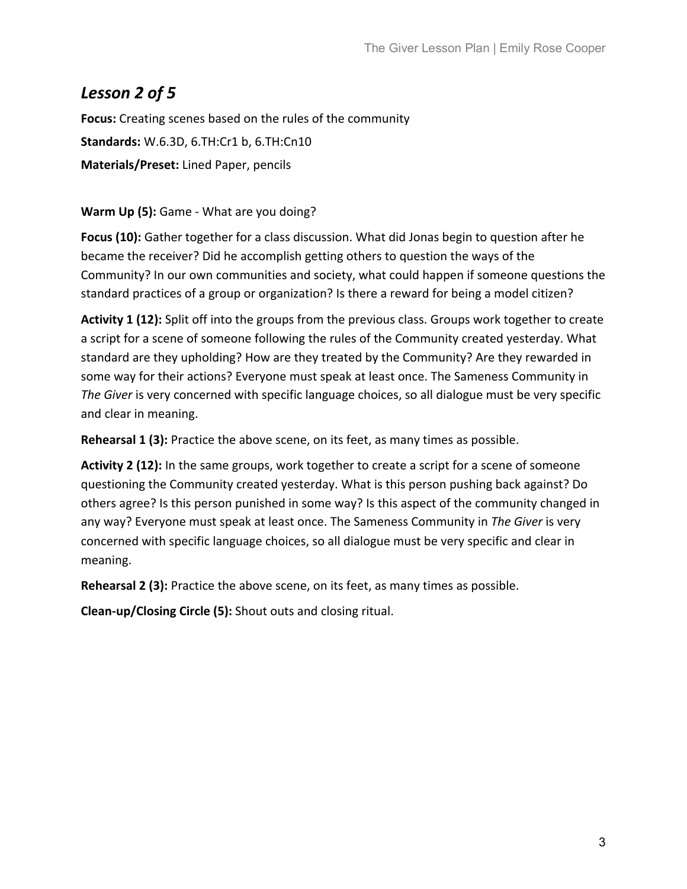## *Lesson 2 of 5*

**Focus:** Creating scenes based on the rules of the community

**Standards:** W.6.3D, 6.TH:Cr1 b, 6.TH:Cn10

**Materials/Preset:** Lined Paper, pencils

**Warm Up (5):** Game - What are you doing?

**Focus (10):** Gather together for a class discussion. What did Jonas begin to question after he became the receiver? Did he accomplish getting others to question the ways of the Community? In our own communities and society, what could happen if someone questions the standard practices of a group or organization? Is there a reward for being a model citizen?

**Activity 1 (12):** Split off into the groups from the previous class. Groups work together to create a script for a scene of someone following the rules of the Community created yesterday. What standard are they upholding? How are they treated by the Community? Are they rewarded in some way for their actions? Everyone must speak at least once. The Sameness Community in *The Giver* is very concerned with specific language choices, so all dialogue must be very specific and clear in meaning.

**Rehearsal 1 (3):** Practice the above scene, on its feet, as many times as possible.

**Activity 2 (12):** In the same groups, work together to create a script for a scene of someone questioning the Community created yesterday. What is this person pushing back against? Do others agree? Is this person punished in some way? Is this aspect of the community changed in any way? Everyone must speak at least once. The Sameness Community in *The Giver* is very concerned with specific language choices, so all dialogue must be very specific and clear in meaning.

**Rehearsal 2 (3):** Practice the above scene, on its feet, as many times as possible.

**Clean-up/Closing Circle (5):** Shout outs and closing ritual.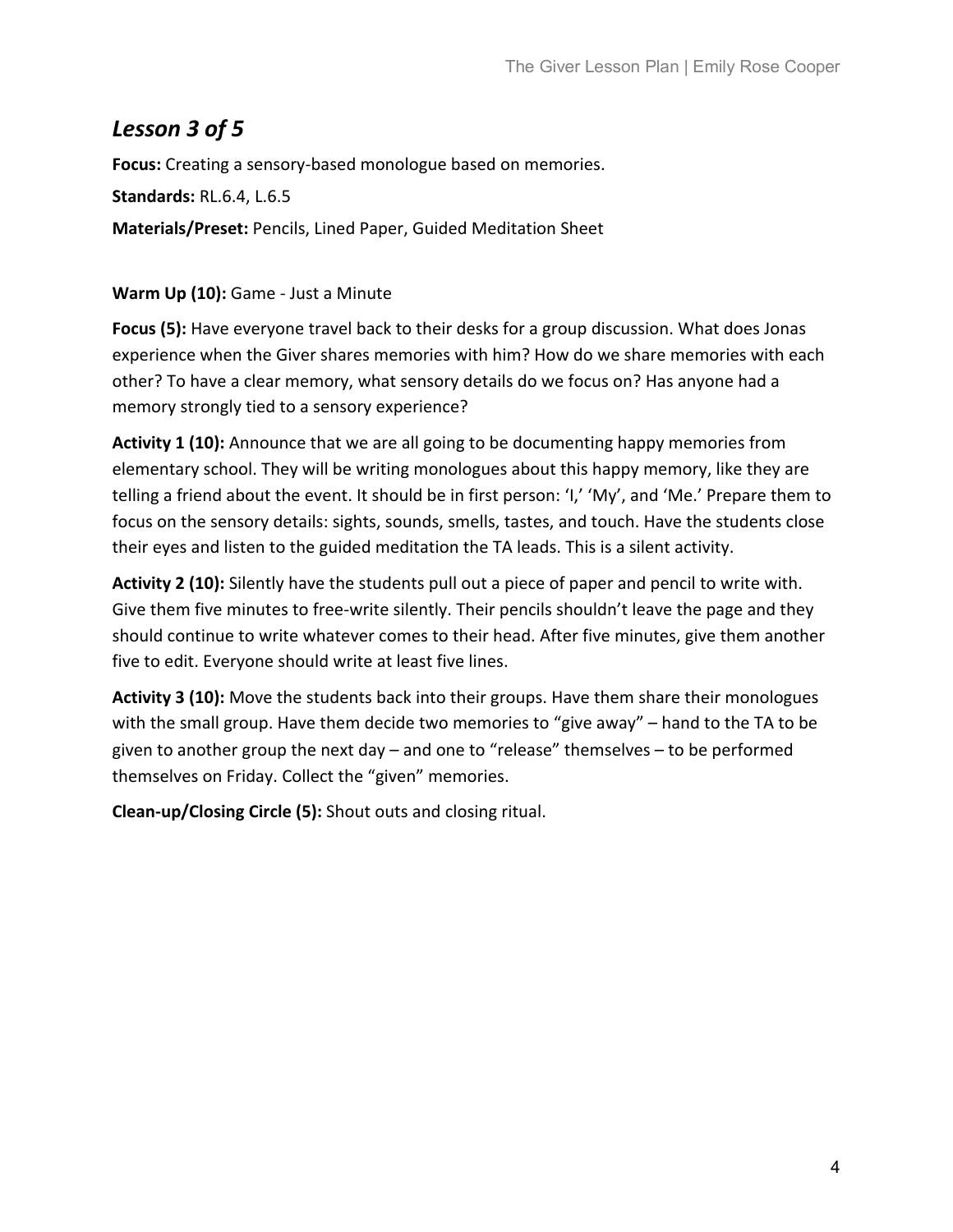## *Lesson 3 of 5*

**Focus:** Creating a sensory-based monologue based on memories.

**Standards:** RL.6.4, L.6.5

**Materials/Preset:** Pencils, Lined Paper, Guided Meditation Sheet

**Warm Up (10):** Game - Just a Minute

**Focus (5):** Have everyone travel back to their desks for a group discussion. What does Jonas experience when the Giver shares memories with him? How do we share memories with each other? To have a clear memory, what sensory details do we focus on? Has anyone had a memory strongly tied to a sensory experience?

**Activity 1 (10):** Announce that we are all going to be documenting happy memories from elementary school. They will be writing monologues about this happy memory, like they are telling a friend about the event. It should be in first person: 'I,' 'My', and 'Me.' Prepare them to focus on the sensory details: sights, sounds, smells, tastes, and touch. Have the students close their eyes and listen to the guided meditation the TA leads. This is a silent activity.

**Activity 2 (10):** Silently have the students pull out a piece of paper and pencil to write with. Give them five minutes to free-write silently. Their pencils shouldn't leave the page and they should continue to write whatever comes to their head. After five minutes, give them another five to edit. Everyone should write at least five lines.

**Activity 3 (10):** Move the students back into their groups. Have them share their monologues with the small group. Have them decide two memories to "give away" – hand to the TA to be given to another group the next day – and one to "release" themselves – to be performed themselves on Friday. Collect the "given" memories.

**Clean-up/Closing Circle (5):** Shout outs and closing ritual.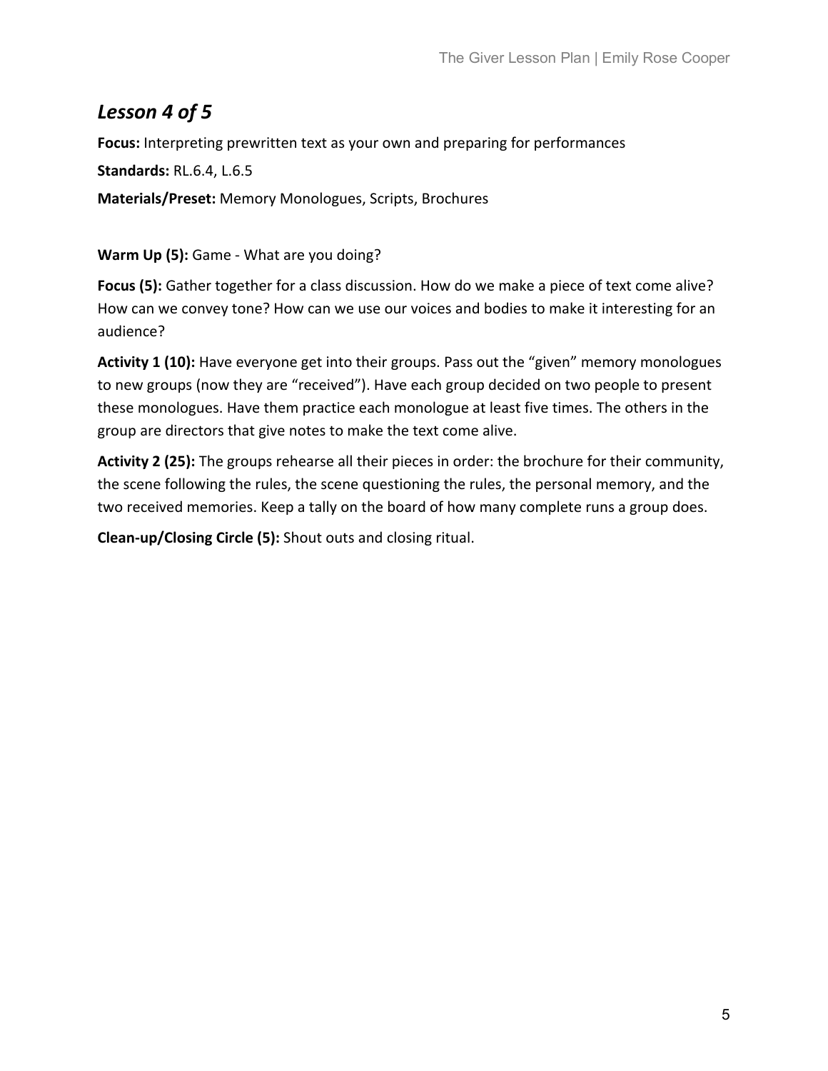## *Lesson 4 of 5*

**Focus:** Interpreting prewritten text as your own and preparing for performances

**Standards:** RL.6.4, L.6.5

**Materials/Preset:** Memory Monologues, Scripts, Brochures

**Warm Up (5):** Game - What are you doing?

**Focus (5):** Gather together for a class discussion. How do we make a piece of text come alive? How can we convey tone? How can we use our voices and bodies to make it interesting for an audience?

**Activity 1 (10):** Have everyone get into their groups. Pass out the "given" memory monologues to new groups (now they are "received"). Have each group decided on two people to present these monologues. Have them practice each monologue at least five times. The others in the group are directors that give notes to make the text come alive.

**Activity 2 (25):** The groups rehearse all their pieces in order: the brochure for their community, the scene following the rules, the scene questioning the rules, the personal memory, and the two received memories. Keep a tally on the board of how many complete runs a group does.

**Clean-up/Closing Circle (5):** Shout outs and closing ritual.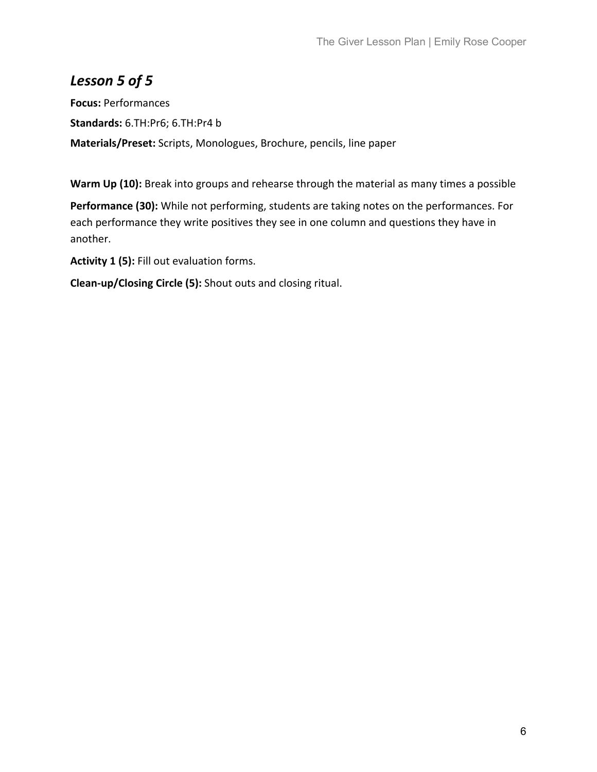## *Lesson 5 of 5*

**Focus:** Performances

**Standards:** 6.TH:Pr6; 6.TH:Pr4 b

**Materials/Preset:** Scripts, Monologues, Brochure, pencils, line paper

**Warm Up (10):** Break into groups and rehearse through the material as many times a possible

**Performance (30):** While not performing, students are taking notes on the performances. For each performance they write positives they see in one column and questions they have in another.

**Activity 1 (5):** Fill out evaluation forms.

**Clean-up/Closing Circle (5):** Shout outs and closing ritual.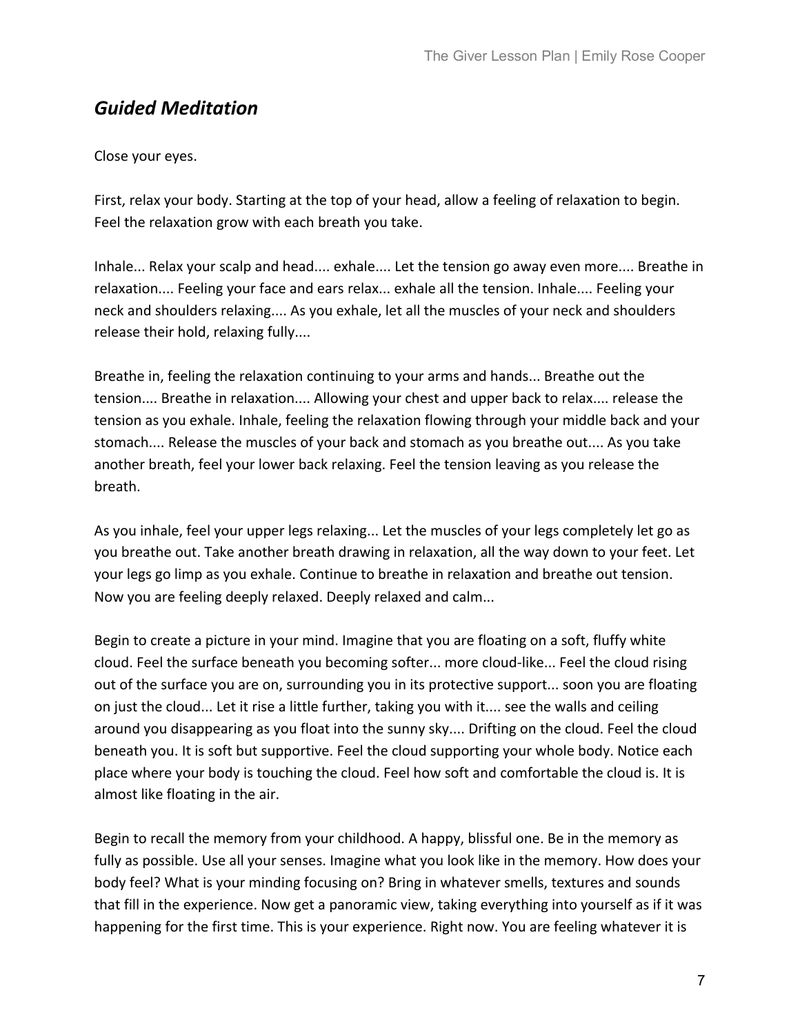## *Guided Meditation*

Close your eyes.

First, relax your body. Starting at the top of your head, allow a feeling of relaxation to begin. Feel the relaxation grow with each breath you take.

Inhale... Relax your scalp and head.... exhale.... Let the tension go away even more.... Breathe in relaxation.... Feeling your face and ears relax... exhale all the tension. Inhale.... Feeling your neck and shoulders relaxing.... As you exhale, let all the muscles of your neck and shoulders release their hold, relaxing fully....

Breathe in, feeling the relaxation continuing to your arms and hands... Breathe out the tension.... Breathe in relaxation.... Allowing your chest and upper back to relax.... release the tension as you exhale. Inhale, feeling the relaxation flowing through your middle back and your stomach.... Release the muscles of your back and stomach as you breathe out.... As you take another breath, feel your lower back relaxing. Feel the tension leaving as you release the breath.

As you inhale, feel your upper legs relaxing... Let the muscles of your legs completely let go as you breathe out. Take another breath drawing in relaxation, all the way down to your feet. Let your legs go limp as you exhale. Continue to breathe in relaxation and breathe out tension. Now you are feeling deeply relaxed. Deeply relaxed and calm...

Begin to create a picture in your mind. Imagine that you are floating on a soft, fluffy white cloud. Feel the surface beneath you becoming softer... more cloud-like... Feel the cloud rising out of the surface you are on, surrounding you in its protective support... soon you are floating on just the cloud... Let it rise a little further, taking you with it.... see the walls and ceiling around you disappearing as you float into the sunny sky.... Drifting on the cloud. Feel the cloud beneath you. It is soft but supportive. Feel the cloud supporting your whole body. Notice each place where your body is touching the cloud. Feel how soft and comfortable the cloud is. It is almost like floating in the air.

Begin to recall the memory from your childhood. A happy, blissful one. Be in the memory as fully as possible. Use all your senses. Imagine what you look like in the memory. How does your body feel? What is your minding focusing on? Bring in whatever smells, textures and sounds that fill in the experience. Now get a panoramic view, taking everything into yourself as if it was happening for the first time. This is your experience. Right now. You are feeling whatever it is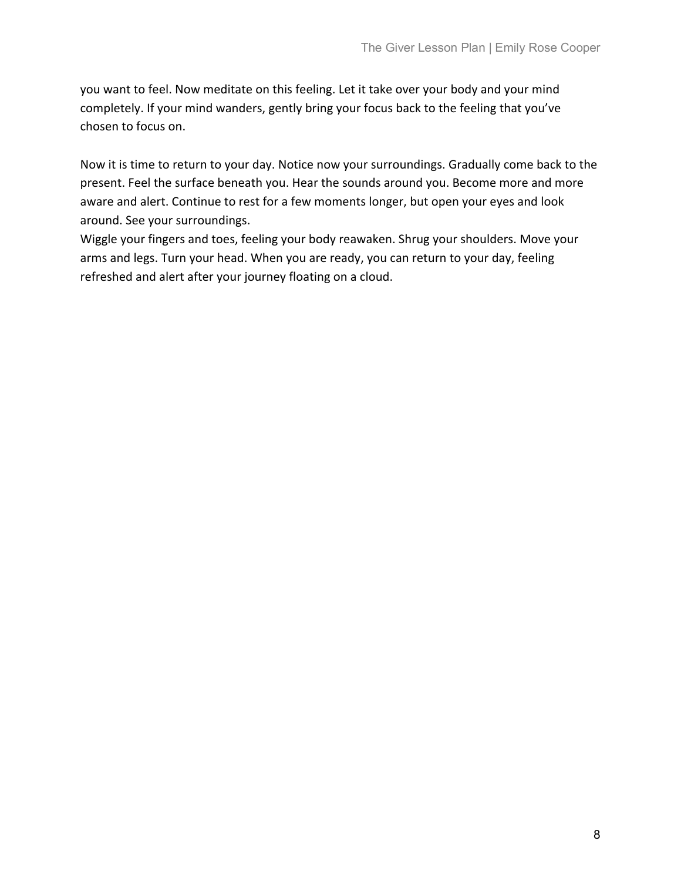you want to feel. Now meditate on this feeling. Let it take over your body and your mind completely. If your mind wanders, gently bring your focus back to the feeling that you've chosen to focus on.

Now it is time to return to your day. Notice now your surroundings. Gradually come back to the present. Feel the surface beneath you. Hear the sounds around you. Become more and more aware and alert. Continue to rest for a few moments longer, but open your eyes and look around. See your surroundings.
Wiggle your fingers and toes, feeling your body reawaken. Shrug your shoulders. Move your arms and legs. Turn your head. When you are ready, you can return to your day, feeling refreshed and alert after your journey floating on a cloud.